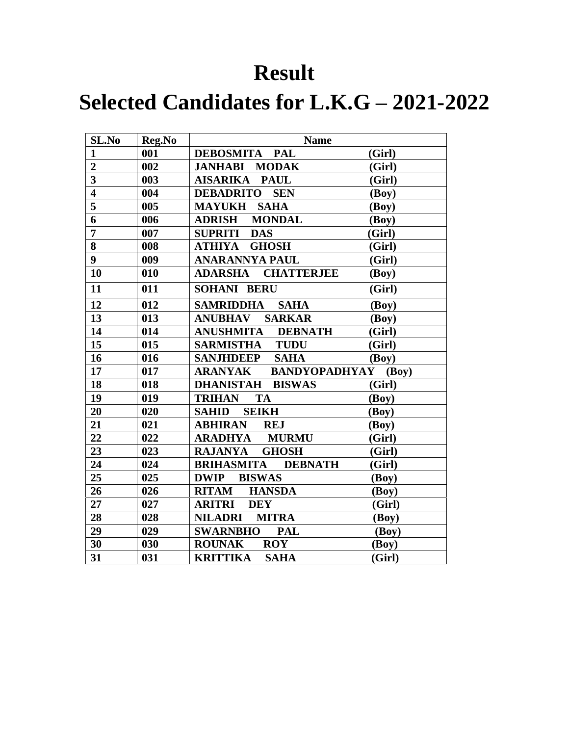# Result

# Selected Candidates for L.K.G – 2021-2022

| SL.No | Reg.No | Name |
|---|---|---|
| 1 | 001 | DEBOSMITA PAL (Girl) |
| 2 | 002 | JANHABI MODAK (Girl) |
| 3 | 003 | AISARIKA PAUL (Girl) |
| 4 | 004 | DEBADRITO SEN (Boy) |
| 5 | 005 | MAYUKH SAHA (Boy) |
| 6 | 006 | ADRISH MONDAL (Boy) |
| 7 | 007 | SUPRITI DAS (Girl) |
| 8 | 008 | ATHIYA GHOSH (Girl) |
| 9 | 009 | ANARANNYA PAUL (Girl) |
| 10 | 010 | ADARSHA CHATTERJEE (Boy) |
| 11 | 011 | SOHANI BERU (Girl) |
| 12 | 012 | SAMRIDDHA SAHA (Boy) |
| 13 | 013 | ANUBHAV SARKAR (Boy) |
| 14 | 014 | ANUSHMITA DEBNATH (Girl) |
| 15 | 015 | SARMISTHA TUDU (Girl) |
| 16 | 016 | SANJHDEEP SAHA (Boy) |
| 17 | 017 | ARANYAK BANDYOPADHYAY (Boy) |
| 18 | 018 | DHANISTAH BISWAS (Girl) |
| 19 | 019 | TRIHAN TA (Boy) |
| 20 | 020 | SAHID SEIKH (Boy) |
| 21 | 021 | ABHIRAN REJ (Boy) |
| 22 | 022 | ARADHYA MURMU (Girl) |
| 23 | 023 | RAJANYA GHOSH (Girl) |
| 24 | 024 | BRIHASMITA DEBNATH (Girl) |
| 25 | 025 | DWIP BISWAS (Boy) |
| 26 | 026 | RITAM HANSDA (Boy) |
| 27 | 027 | ARITRI DEY (Girl) |
| 28 | 028 | NILADRI MITRA (Boy) |
| 29 | 029 | SWARNBHO PAL (Boy) |
| 30 | 030 | ROUNAK ROY (Boy) |
| 31 | 031 | KRITTIKA SAHA (Girl) |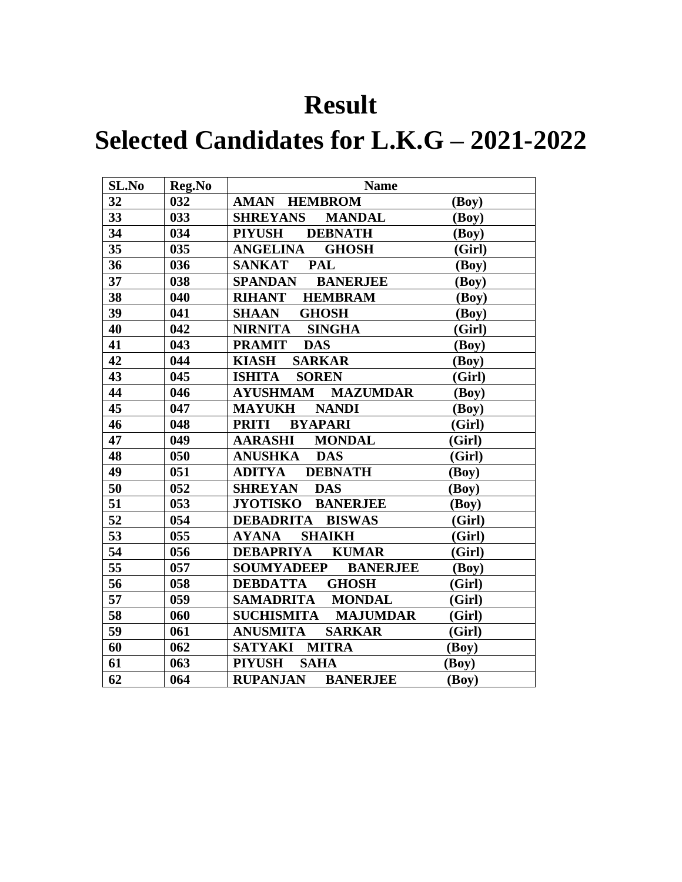# Result

# Selected Candidates for L.K.G – 2021-2022

| SL.No | Reg.No | Name |
|---|---|---|
| 32 | 032 | AMAN HEMBROM (Boy) |
| 33 | 033 | SHREYANS MANDAL (Boy) |
| 34 | 034 | PIYUSH DEBNATH (Boy) |
| 35 | 035 | ANGELINA GHOSH (Girl) |
| 36 | 036 | SANKAT PAL (Boy) |
| 37 | 038 | SPANDAN BANERJEE (Boy) |
| 38 | 040 | RIHANT HEMBRAM (Boy) |
| 39 | 041 | SHAAN GHOSH (Boy) |
| 40 | 042 | NIRNITA SINGHA (Girl) |
| 41 | 043 | PRAMIT DAS (Boy) |
| 42 | 044 | KIASH SARKAR (Boy) |
| 43 | 045 | ISHITA SOREN (Girl) |
| 44 | 046 | AYUSHMAM MAZUMDAR (Boy) |
| 45 | 047 | MAYUKH NANDI (Boy) |
| 46 | 048 | PRITI BYAPARI (Girl) |
| 47 | 049 | AARASHI MONDAL (Girl) |
| 48 | 050 | ANUSHKA DAS (Girl) |
| 49 | 051 | ADITYA DEBNATH (Boy) |
| 50 | 052 | SHREYAN DAS (Boy) |
| 51 | 053 | JYOTISKO BANERJEE (Boy) |
| 52 | 054 | DEBADRITA BISWAS (Girl) |
| 53 | 055 | AYANA SHAIKH (Girl) |
| 54 | 056 | DEBAPRIYA KUMAR (Girl) |
| 55 | 057 | SOUMYADEEP BANERJEE (Boy) |
| 56 | 058 | DEBDATTA GHOSH (Girl) |
| 57 | 059 | SAMADRITA MONDAL (Girl) |
| 58 | 060 | SUCHISMITA MAJUMDAR (Girl) |
| 59 | 061 | ANUSMITA SARKAR (Girl) |
| 60 | 062 | SATYAKI MITRA (Boy) |
| 61 | 063 | PIYUSH SAHA (Boy) |
| 62 | 064 | RUPANJAN BANERJEE (Boy) |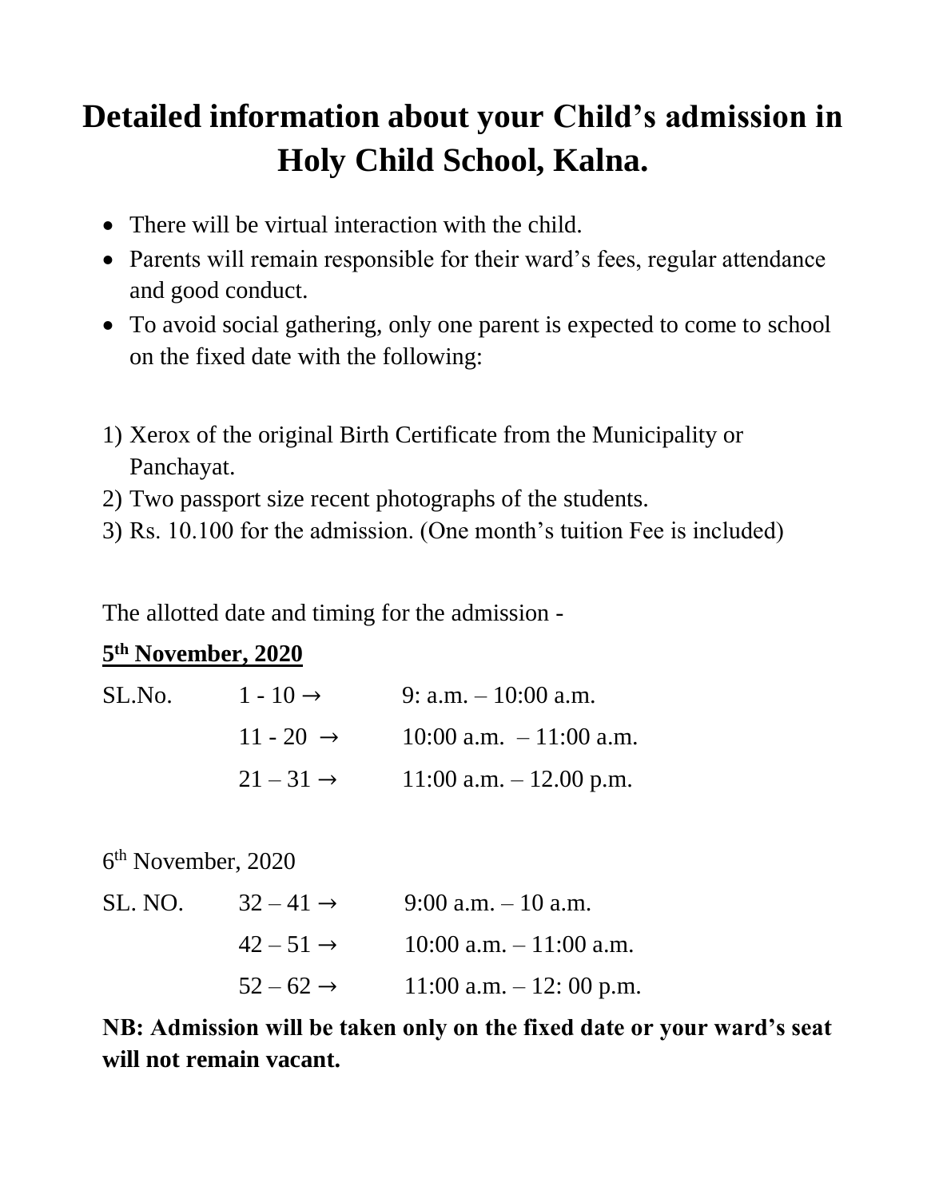# Detailed information about your Child's admission in Holy Child School, Kalna.

- There will be virtual interaction with the child.
- Parents will remain responsible for their ward's fees, regular attendance and good conduct.
- To avoid social gathering, only one parent is expected to come to school on the fixed date with the following:

1) Xerox of the original Birth Certificate from the Municipality or Panchayat.
2) Two passport size recent photographs of the students.
3) Rs. 10.100 for the admission. (One month's tuition Fee is included)

The allotted date and timing for the admission -

**5th November, 2020**

| | | |
|---|---|---|
| SL.No. | 1 - 10 → | 9: a.m. – 10:00 a.m. |
| | 11 - 20 → | 10:00 a.m. – 11:00 a.m. |
| | 21 – 31 → | 11:00 a.m. – 12.00 p.m. |

6th November, 2020

| | | |
|---|---|---|
| SL. NO. | 32 – 41 → | 9:00 a.m. – 10 a.m. |
| | 42 – 51 → | 10:00 a.m. – 11:00 a.m. |
| | 52 – 62 → | 11:00 a.m. – 12: 00 p.m. |

**NB: Admission will be taken only on the fixed date or your ward's seat will not remain vacant.**